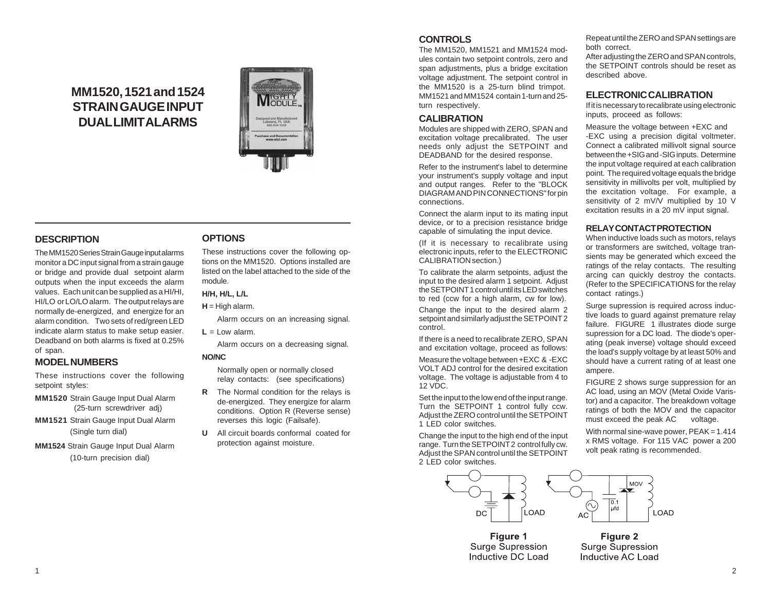# MM1520, 1521 and 1524 STRAIN GAUGE INPUT DUAL LIMIT ALARMS

## DESCRIPTION

The MM1520 Series Strain Gauge input alarms monitor a DC input signal from a strain gauge or bridge and provide dual setpoint alarm outputs when the input exceeds the alarm values. Each unit can be supplied as a HI/HI, HI/LO or LO/LO alarm. The output relays are normally de-energized, and energize for an alarm condition. Two sets of red/green LED indicate alarm status to make setup easier. Deadband on both alarms is fixed at 0.25% of span.

## MODEL NUMBERS

These instructions cover the following setpoint styles:

**MM1520** Strain Gauge Input Dual Alarm (25-turn screwdriver adj)

**MM1521** Strain Gauge Input Dual Alarm (Single turn dial)

**MM1524** Strain Gauge Input Dual Alarm (10-turn precision dial)

## OPTIONS

These instructions cover the following options on the MM1520. Options installed are listed on the label attached to the side of the module.

**H/H, H/L, L/L**

**H** = High alarm.

Alarm occurs on an increasing signal.

**L** = Low alarm.

Alarm occurs on a decreasing signal.

**NO/NC**

Normally open or normally closed relay contacts: (see specifications)

**R** The Normal condition for the relays is de-energized. They energize for alarm conditions. Option R (Reverse sense) reverses this logic (Failsafe).

**U** All circuit boards conformal coated for protection against moisture.

## CONTROLS

The MM1520, MM1521 and MM1524 modules contain two setpoint controls, zero and span adjustments, plus a bridge excitation voltage adjustment. The setpoint control in the MM1520 is a 25-turn blind trimpot. MM1521 and MM1524 contain 1-turn and 25-turn respectively.

## CALIBRATION

Modules are shipped with ZERO, SPAN and excitation voltage precalibrated. The user needs only adjust the SETPOINT and DEADBAND for the desired response.

Refer to the instrument's label to determine your instrument's supply voltage and input and output ranges. Refer to the "BLOCK DIAGRAM AND PIN CONNECTIONS" for pin connections.

Connect the alarm input to its mating input device, or to a precision resistance bridge capable of simulating the input device.

(If it is necessary to recalibrate using electronic inputs, refer to the ELECTRONIC CALIBRATION section.)

To calibrate the alarm setpoints, adjust the input to the desired alarm 1 setpoint. Adjust the SETPOINT 1 control until its LED switches to red (ccw for a high alarm, cw for low).

Change the input to the desired alarm 2 setpoint and similarly adjust the SETPOINT 2 control.

If there is a need to recalibrate ZERO, SPAN and excitation voltage, proceed as follows:

Measure the voltage between +EXC & -EXC VOLT ADJ control for the desired excitation voltage. The voltage is adjustable from 4 to 12 VDC.

Set the input to the low end of the input range. Turn the SETPOINT 1 control fully ccw. Adjust the ZERO control until the SETPOINT 1 LED color switches.

Change the input to the high end of the input range. Turn the SETPOINT 2 control fully cw. Adjust the SPAN control until the SETPOINT 2 LED color switches.

Repeat until the ZERO and SPAN settings are both correct.

After adjusting the ZERO and SPAN controls, the SETPOINT controls should be reset as described above.

## ELECTRONIC CALIBRATION

If it is necessary to recalibrate using electronic inputs, proceed as follows:

Measure the voltage between +EXC and -EXC using a precision digital voltmeter. Connect a calibrated millivolt signal source between the +SIG and -SIG inputs. Determine the input voltage required at each calibration point. The required voltage equals the bridge sensitivity in millivolts per volt, multiplied by the excitation voltage. For example, a sensitivity of 2 mV/V multiplied by 10 V excitation results in a 20 mV input signal.

### RELAY CONTACT PROTECTION

When inductive loads such as motors, relays or transformers are switched, voltage transients may be generated which exceed the ratings of the relay contacts. The resulting arcing can quickly destroy the contacts. (Refer to the SPECIFICATIONS for the relay contact ratings.)

Surge supression is required across inductive loads to guard against premature relay failure. FIGURE 1 illustrates diode surge supression for a DC load. The diode's operating (peak inverse) voltage should exceed the load's supply voltage by at least 50% and should have a current rating of at least one ampere.

FIGURE 2 shows surge suppression for an AC load, using an MOV (Metal Oxide Varistor) and a capacitor. The breakdown voltage ratings of both the MOV and the capacitor must exceed the peak AC voltage.

With normal sine-wave power, PEAK = 1.414 x RMS voltage. For 115 VAC power a 200 volt peak rating is recommended.

DC LOAD

**Figure 1**
Surge Supression
Inductive DC Load

MOV 0.1 μfd AC LOAD

**Figure 2**
Surge Supression
Inductive AC Load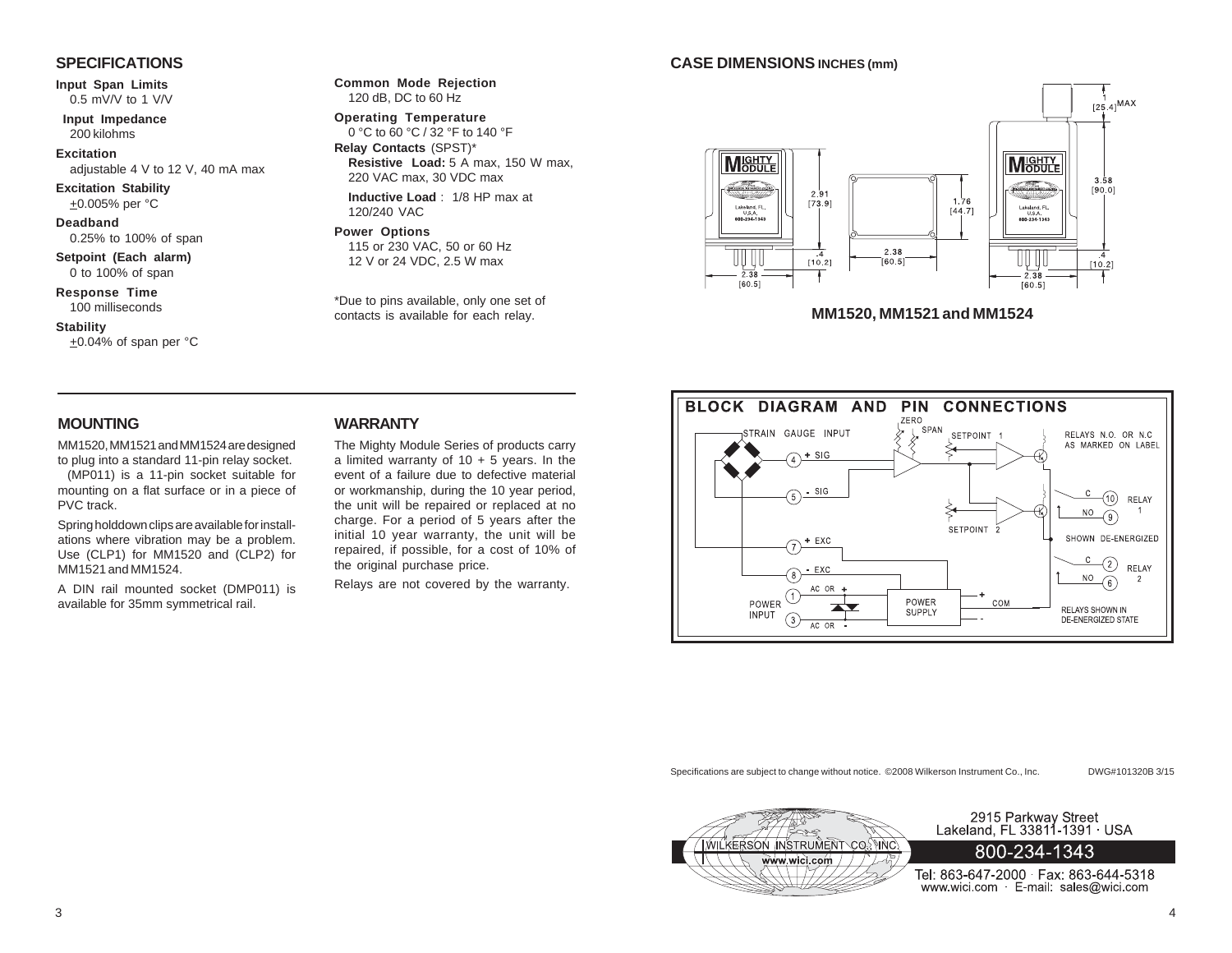## SPECIFICATIONS

**Input Span Limits**
0.5 mV/V to 1 V/V

**Input Impedance**
200 kilohms

**Excitation**
adjustable 4 V to 12 V, 40 mA max

**Excitation Stability**
±0.005% per °C

**Deadband**
0.25% to 100% of span

**Setpoint (Each alarm)**
0 to 100% of span

**Response Time**
100 milliseconds

**Stability**
±0.04% of span per °C

**Common Mode Rejection**
120 dB, DC to 60 Hz

**Operating Temperature**
0 °C to 60 °C / 32 °F to 140 °F

**Relay Contacts** (SPST)*
**Resistive Load:** 5 A max, 150 W max, 220 VAC max, 30 VDC max

**Inductive Load** : 1/8 HP max at 120/240 VAC

**Power Options**
115 or 230 VAC, 50 or 60 Hz
12 V or 24 VDC, 2.5 W max

*Due to pins available, only one set of contacts is available for each relay.

## CASE DIMENSIONS INCHES (mm)

1 [25.4] MAX
3.58 [90.0]
2.91 [73.9]
1.76 [44.7]
.4 [10.2]
2.38 [60.5]

**MM1520, MM1521 and MM1524**

## MOUNTING

MM1520, MM1521 and MM1524 are designed to plug into a standard 11-pin relay socket. (MP011) is a 11-pin socket suitable for mounting on a flat surface or in a piece of PVC track.

Spring holddown clips are available for installations where vibration may be a problem. Use (CLP1) for MM1520 and (CLP2) for MM1521 and MM1524.

A DIN rail mounted socket (DMP011) is available for 35mm symmetrical rail.

## WARRANTY

The Mighty Module Series of products carry a limited warranty of 10 + 5 years. In the event of a failure due to defective material or workmanship, during the 10 year period, the unit will be repaired or replaced at no charge. For a period of 5 years after the initial 10 year warranty, the unit will be repaired, if possible, for a cost of 10% of the original purchase price.

Relays are not covered by the warranty.

## BLOCK DIAGRAM AND PIN CONNECTIONS

STRAIN GAUGE INPUT
ZERO
SPAN
SETPOINT 1
SETPOINT 2
RELAYS N.O. OR N.C AS MARKED ON LABEL
4 + SIG
5 - SIG
7 + EXC
8 - EXC
1 AC OR +
3 AC OR -
POWER INPUT
POWER SUPPLY
COM
C 10 NO 9 RELAY 1
SHOWN DE-ENERGIZED
C 2 NO 6 RELAY 2
RELAYS SHOWN IN DE-ENERGIZED STATE

Specifications are subject to change without notice. ©2008 Wilkerson Instrument Co., Inc. DWG#101320B 3/15

WILKERSON INSTRUMENT CO., INC.
www.wici.com

2915 Parkway Street
Lakeland, FL 33811-1391 · USA
800-234-1343
Tel: 863-647-2000 · Fax: 863-644-5318
www.wici.com · E-mail: sales@wici.com